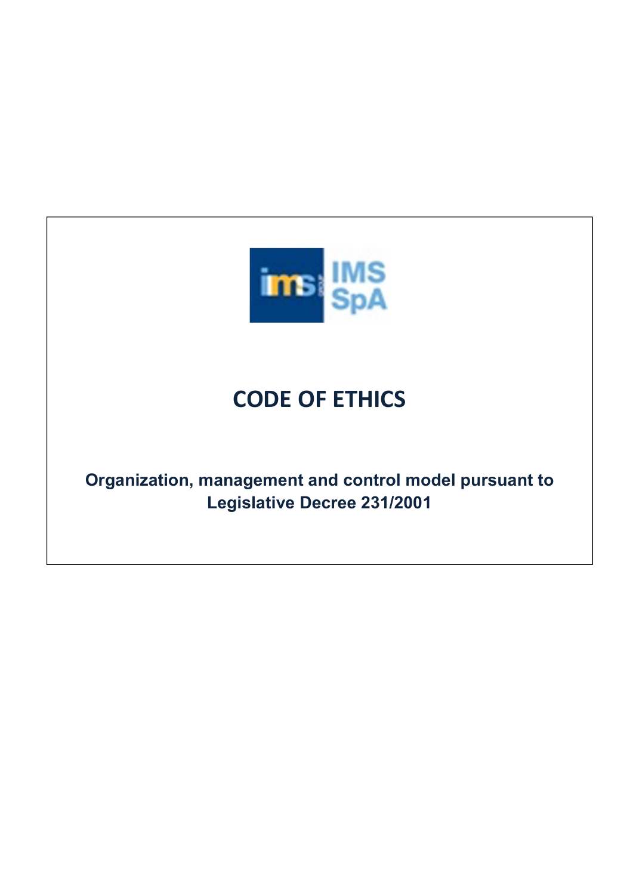IMS SpA

# CODE OF ETHICS

**Organization, management and control model pursuant to Legislative Decree 231/2001**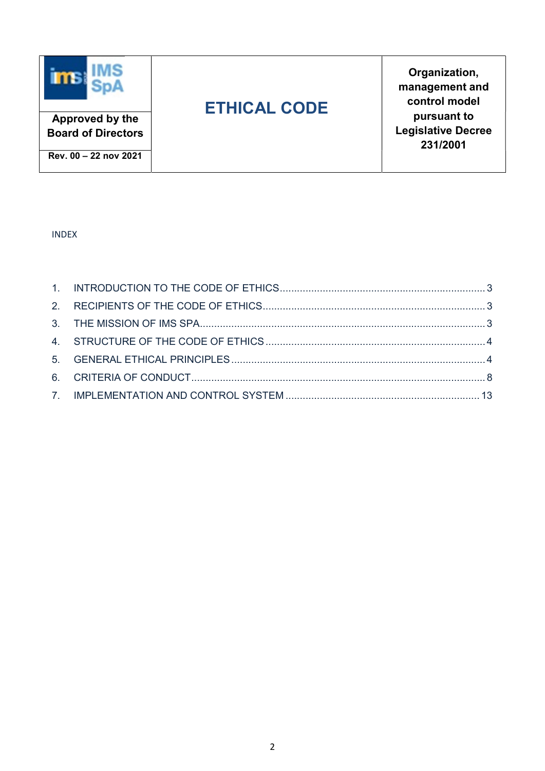| IMS SpA | ETHICAL CODE | Organization, management and control model pursuant to Legislative Decree 231/2001 |
|---|---|---|
| Approved by the Board of Directors | | |
| Rev. 00 – 22 nov 2021 | | |

INDEX

1. INTRODUCTION TO THE CODE OF ETHICS ........ 3
2. RECIPIENTS OF THE CODE OF ETHICS ........ 3
3. THE MISSION OF IMS SPA ........ 3
4. STRUCTURE OF THE CODE OF ETHICS ........ 4
5. GENERAL ETHICAL PRINCIPLES ........ 4
6. CRITERIA OF CONDUCT ........ 8
7. IMPLEMENTATION AND CONTROL SYSTEM ........ 13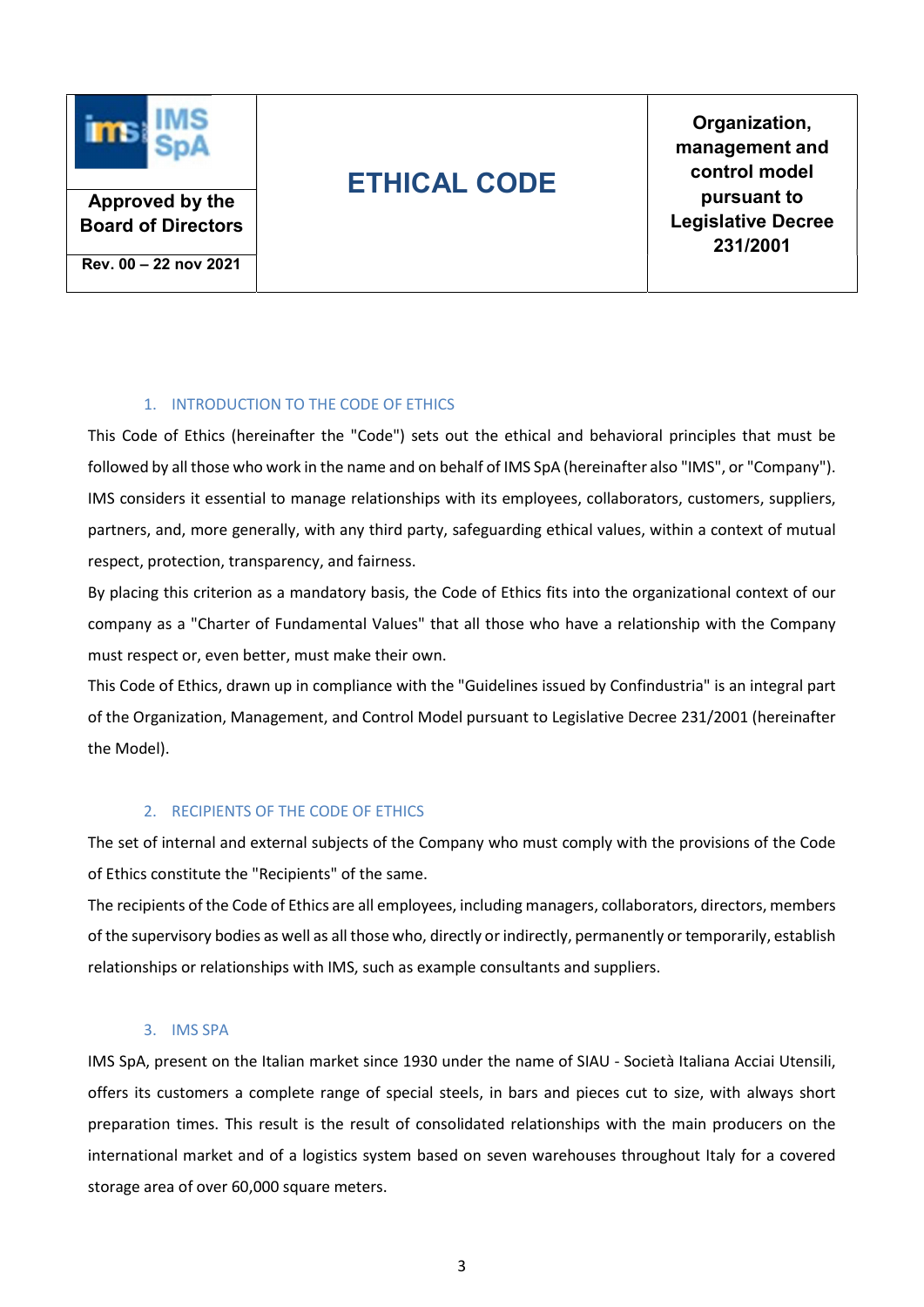## 1. INTRODUCTION TO THE CODE OF ETHICS

This Code of Ethics (hereinafter the "Code") sets out the ethical and behavioral principles that must be followed by all those who work in the name and on behalf of IMS SpA (hereinafter also "IMS", or "Company"). IMS considers it essential to manage relationships with its employees, collaborators, customers, suppliers, partners, and, more generally, with any third party, safeguarding ethical values, within a context of mutual respect, protection, transparency, and fairness.

By placing this criterion as a mandatory basis, the Code of Ethics fits into the organizational context of our company as a "Charter of Fundamental Values" that all those who have a relationship with the Company must respect or, even better, must make their own.

This Code of Ethics, drawn up in compliance with the "Guidelines issued by Confindustria" is an integral part of the Organization, Management, and Control Model pursuant to Legislative Decree 231/2001 (hereinafter the Model).

## 2. RECIPIENTS OF THE CODE OF ETHICS

The set of internal and external subjects of the Company who must comply with the provisions of the Code of Ethics constitute the "Recipients" of the same.

The recipients of the Code of Ethics are all employees, including managers, collaborators, directors, members of the supervisory bodies as well as all those who, directly or indirectly, permanently or temporarily, establish relationships or relationships with IMS, such as example consultants and suppliers.

## 3. IMS SPA

IMS SpA, present on the Italian market since 1930 under the name of SIAU - Società Italiana Acciai Utensili, offers its customers a complete range of special steels, in bars and pieces cut to size, with always short preparation times. This result is the result of consolidated relationships with the main producers on the international market and of a logistics system based on seven warehouses throughout Italy for a covered storage area of over 60,000 square meters.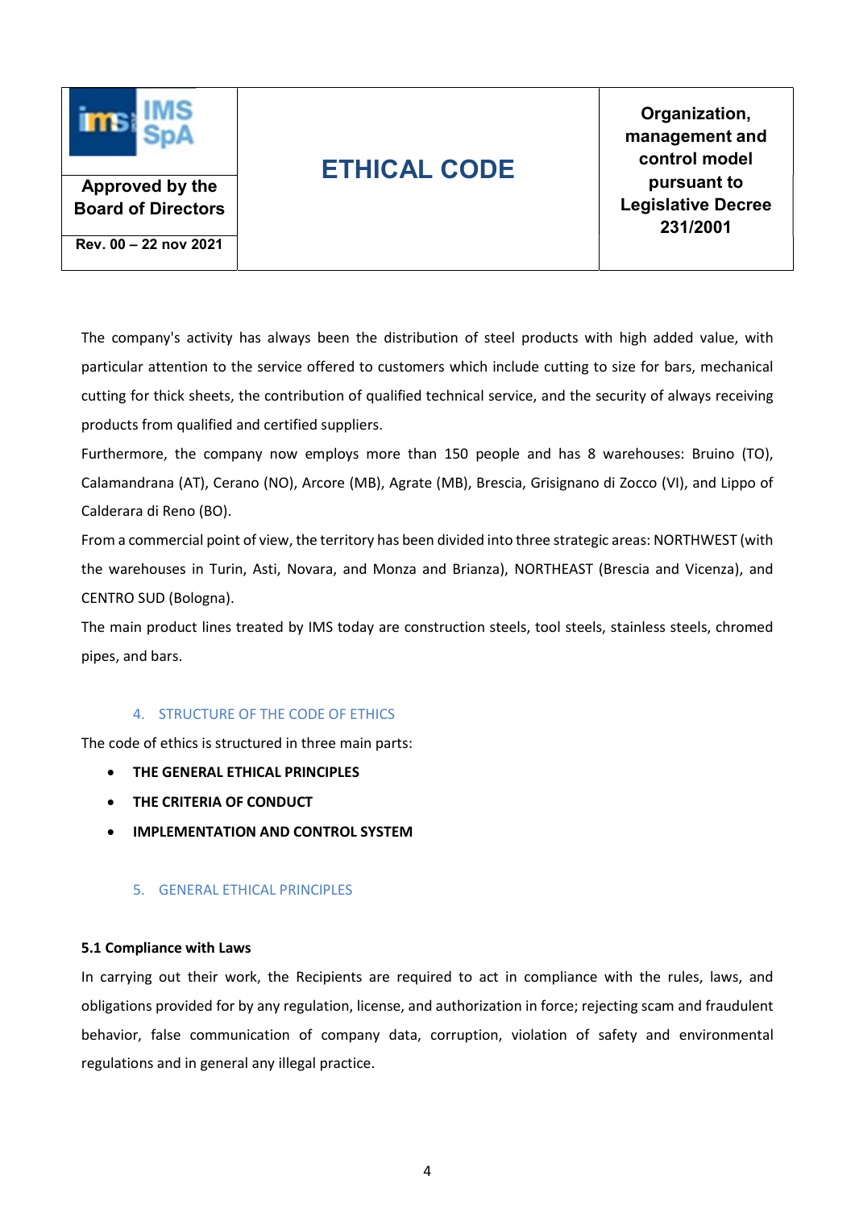The company's activity has always been the distribution of steel products with high added value, with particular attention to the service offered to customers which include cutting to size for bars, mechanical cutting for thick sheets, the contribution of qualified technical service, and the security of always receiving products from qualified and certified suppliers.

Furthermore, the company now employs more than 150 people and has 8 warehouses: Bruino (TO), Calamandrana (AT), Cerano (NO), Arcore (MB), Agrate (MB), Brescia, Grisignano di Zocco (VI), and Lippo of Calderara di Reno (BO).

From a commercial point of view, the territory has been divided into three strategic areas: NORTHWEST (with the warehouses in Turin, Asti, Novara, and Monza and Brianza), NORTHEAST (Brescia and Vicenza), and CENTRO SUD (Bologna).

The main product lines treated by IMS today are construction steels, tool steels, stainless steels, chromed pipes, and bars.

## 4. STRUCTURE OF THE CODE OF ETHICS

The code of ethics is structured in three main parts:

- **THE GENERAL ETHICAL PRINCIPLES**
- **THE CRITERIA OF CONDUCT**
- **IMPLEMENTATION AND CONTROL SYSTEM**

## 5. GENERAL ETHICAL PRINCIPLES

### 5.1 Compliance with Laws

In carrying out their work, the Recipients are required to act in compliance with the rules, laws, and obligations provided for by any regulation, license, and authorization in force; rejecting scam and fraudulent behavior, false communication of company data, corruption, violation of safety and environmental regulations and in general any illegal practice.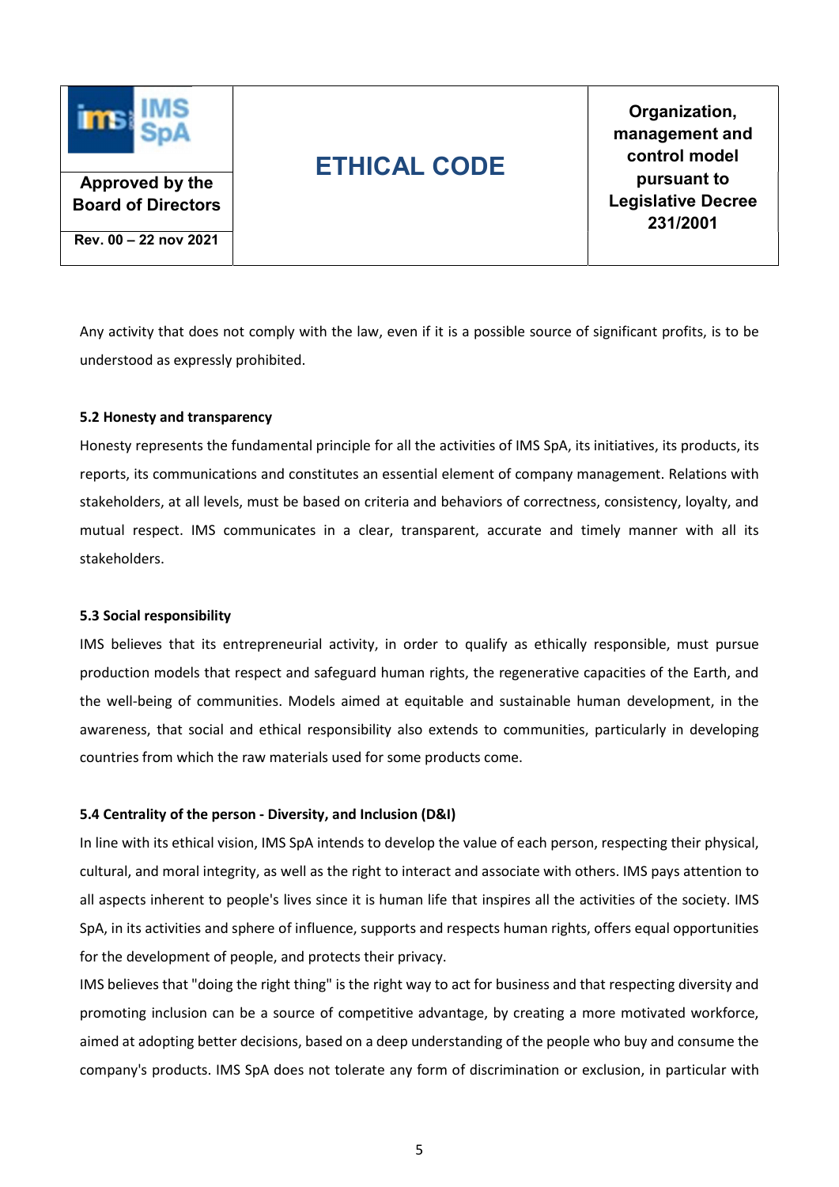Any activity that does not comply with the law, even if it is a possible source of significant profits, is to be understood as expressly prohibited.

### 5.2 Honesty and transparency

Honesty represents the fundamental principle for all the activities of IMS SpA, its initiatives, its products, its reports, its communications and constitutes an essential element of company management. Relations with stakeholders, at all levels, must be based on criteria and behaviors of correctness, consistency, loyalty, and mutual respect. IMS communicates in a clear, transparent, accurate and timely manner with all its stakeholders.

### 5.3 Social responsibility

IMS believes that its entrepreneurial activity, in order to qualify as ethically responsible, must pursue production models that respect and safeguard human rights, the regenerative capacities of the Earth, and the well-being of communities. Models aimed at equitable and sustainable human development, in the awareness, that social and ethical responsibility also extends to communities, particularly in developing countries from which the raw materials used for some products come.

### 5.4 Centrality of the person - Diversity, and Inclusion (D&I)

In line with its ethical vision, IMS SpA intends to develop the value of each person, respecting their physical, cultural, and moral integrity, as well as the right to interact and associate with others. IMS pays attention to all aspects inherent to people's lives since it is human life that inspires all the activities of the society. IMS SpA, in its activities and sphere of influence, supports and respects human rights, offers equal opportunities for the development of people, and protects their privacy.

IMS believes that "doing the right thing" is the right way to act for business and that respecting diversity and promoting inclusion can be a source of competitive advantage, by creating a more motivated workforce, aimed at adopting better decisions, based on a deep understanding of the people who buy and consume the company's products. IMS SpA does not tolerate any form of discrimination or exclusion, in particular with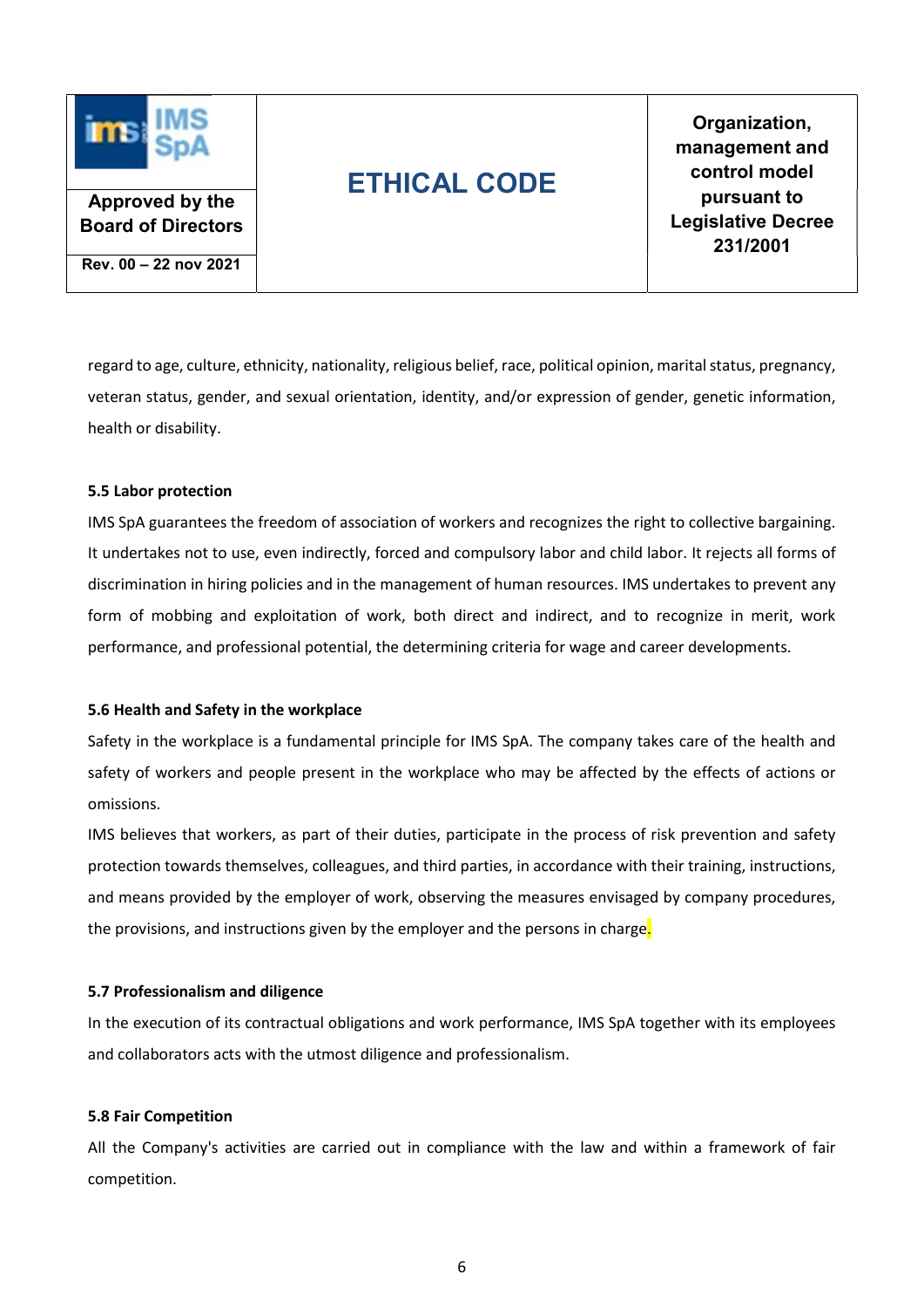regard to age, culture, ethnicity, nationality, religious belief, race, political opinion, marital status, pregnancy, veteran status, gender, and sexual orientation, identity, and/or expression of gender, genetic information, health or disability.

**5.5 Labor protection**

IMS SpA guarantees the freedom of association of workers and recognizes the right to collective bargaining. It undertakes not to use, even indirectly, forced and compulsory labor and child labor. It rejects all forms of discrimination in hiring policies and in the management of human resources. IMS undertakes to prevent any form of mobbing and exploitation of work, both direct and indirect, and to recognize in merit, work performance, and professional potential, the determining criteria for wage and career developments.

**5.6 Health and Safety in the workplace**

Safety in the workplace is a fundamental principle for IMS SpA. The company takes care of the health and safety of workers and people present in the workplace who may be affected by the effects of actions or omissions.

IMS believes that workers, as part of their duties, participate in the process of risk prevention and safety protection towards themselves, colleagues, and third parties, in accordance with their training, instructions, and means provided by the employer of work, observing the measures envisaged by company procedures, the provisions, and instructions given by the employer and the persons in charge.

**5.7 Professionalism and diligence**

In the execution of its contractual obligations and work performance, IMS SpA together with its employees and collaborators acts with the utmost diligence and professionalism.

**5.8 Fair Competition**

All the Company's activities are carried out in compliance with the law and within a framework of fair competition.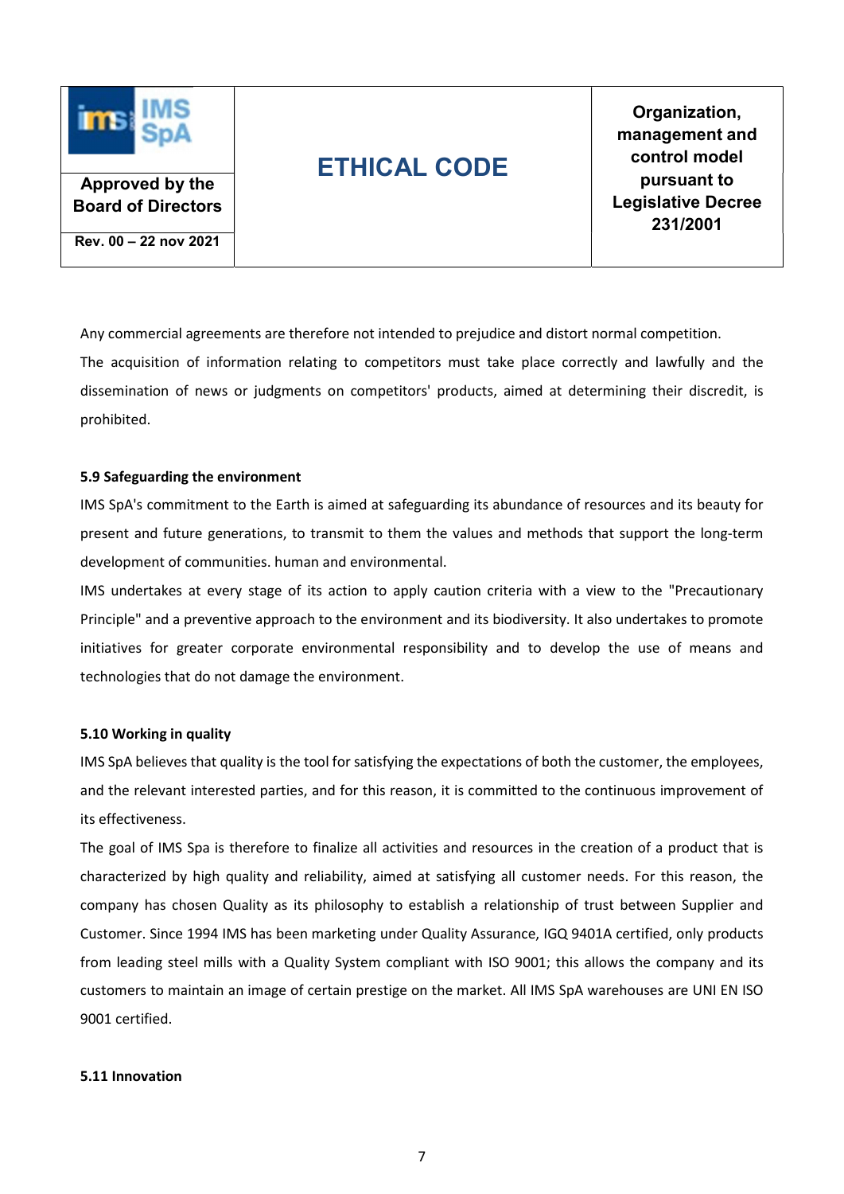Any commercial agreements are therefore not intended to prejudice and distort normal competition.

The acquisition of information relating to competitors must take place correctly and lawfully and the dissemination of news or judgments on competitors' products, aimed at determining their discredit, is prohibited.

### 5.9 Safeguarding the environment

IMS SpA's commitment to the Earth is aimed at safeguarding its abundance of resources and its beauty for present and future generations, to transmit to them the values and methods that support the long-term development of communities. human and environmental.

IMS undertakes at every stage of its action to apply caution criteria with a view to the "Precautionary Principle" and a preventive approach to the environment and its biodiversity. It also undertakes to promote initiatives for greater corporate environmental responsibility and to develop the use of means and technologies that do not damage the environment.

### 5.10 Working in quality

IMS SpA believes that quality is the tool for satisfying the expectations of both the customer, the employees, and the relevant interested parties, and for this reason, it is committed to the continuous improvement of its effectiveness.

The goal of IMS Spa is therefore to finalize all activities and resources in the creation of a product that is characterized by high quality and reliability, aimed at satisfying all customer needs. For this reason, the company has chosen Quality as its philosophy to establish a relationship of trust between Supplier and Customer. Since 1994 IMS has been marketing under Quality Assurance, IGQ 9401A certified, only products from leading steel mills with a Quality System compliant with ISO 9001; this allows the company and its customers to maintain an image of certain prestige on the market. All IMS SpA warehouses are UNI EN ISO 9001 certified.

### 5.11 Innovation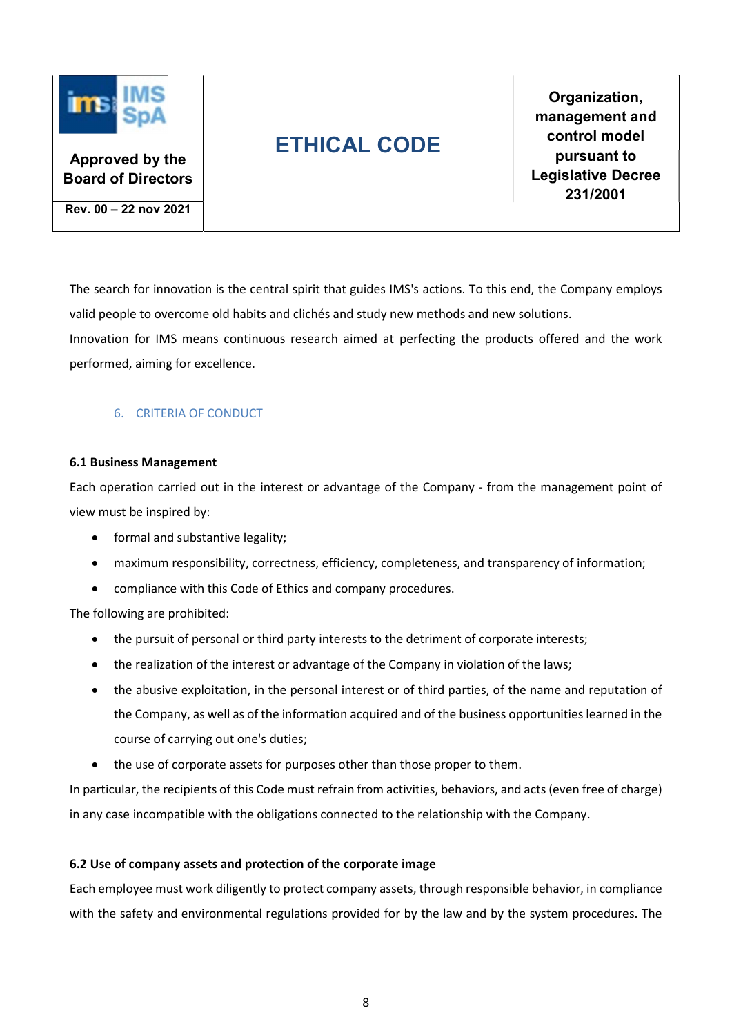The search for innovation is the central spirit that guides IMS's actions. To this end, the Company employs valid people to overcome old habits and clichés and study new methods and new solutions.

Innovation for IMS means continuous research aimed at perfecting the products offered and the work performed, aiming for excellence.

## 6. CRITERIA OF CONDUCT

### 6.1 Business Management

Each operation carried out in the interest or advantage of the Company - from the management point of view must be inspired by:

- formal and substantive legality;
- maximum responsibility, correctness, efficiency, completeness, and transparency of information;
- compliance with this Code of Ethics and company procedures.

The following are prohibited:

- the pursuit of personal or third party interests to the detriment of corporate interests;
- the realization of the interest or advantage of the Company in violation of the laws;
- the abusive exploitation, in the personal interest or of third parties, of the name and reputation of the Company, as well as of the information acquired and of the business opportunities learned in the course of carrying out one's duties;
- the use of corporate assets for purposes other than those proper to them.

In particular, the recipients of this Code must refrain from activities, behaviors, and acts (even free of charge) in any case incompatible with the obligations connected to the relationship with the Company.

### 6.2 Use of company assets and protection of the corporate image

Each employee must work diligently to protect company assets, through responsible behavior, in compliance with the safety and environmental regulations provided for by the law and by the system procedures. The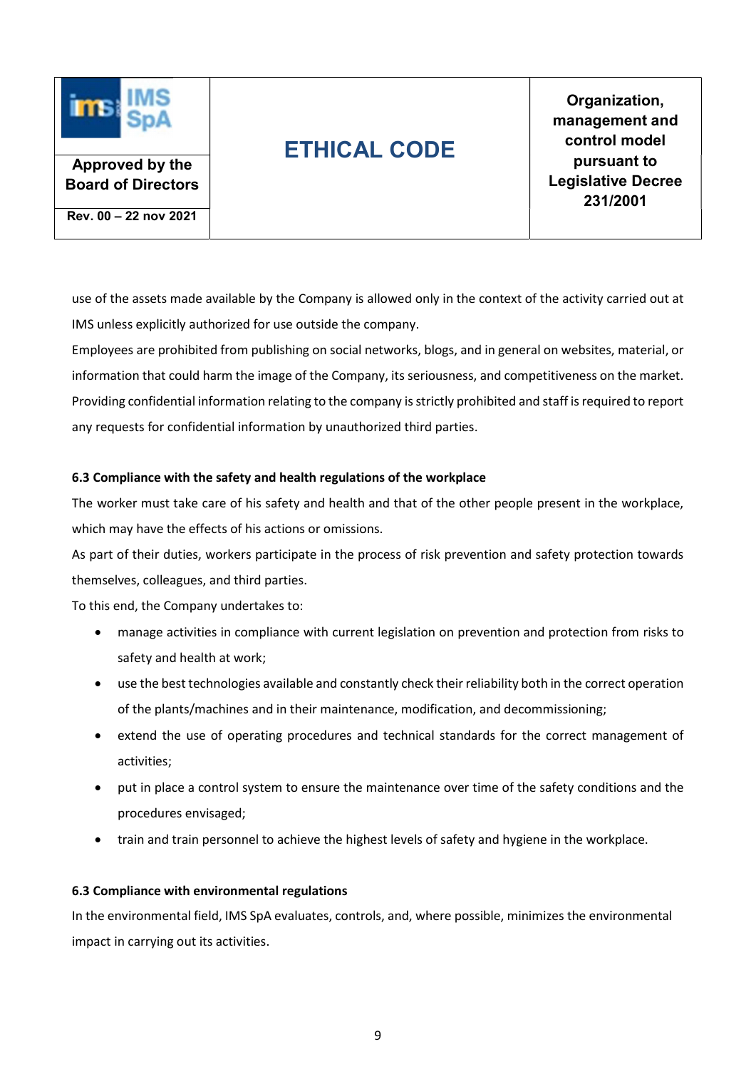use of the assets made available by the Company is allowed only in the context of the activity carried out at IMS unless explicitly authorized for use outside the company.

Employees are prohibited from publishing on social networks, blogs, and in general on websites, material, or information that could harm the image of the Company, its seriousness, and competitiveness on the market. Providing confidential information relating to the company is strictly prohibited and staff is required to report any requests for confidential information by unauthorized third parties.

### 6.3 Compliance with the safety and health regulations of the workplace

The worker must take care of his safety and health and that of the other people present in the workplace, which may have the effects of his actions or omissions.

As part of their duties, workers participate in the process of risk prevention and safety protection towards themselves, colleagues, and third parties.

To this end, the Company undertakes to:

- manage activities in compliance with current legislation on prevention and protection from risks to safety and health at work;
- use the best technologies available and constantly check their reliability both in the correct operation of the plants/machines and in their maintenance, modification, and decommissioning;
- extend the use of operating procedures and technical standards for the correct management of activities;
- put in place a control system to ensure the maintenance over time of the safety conditions and the procedures envisaged;
- train and train personnel to achieve the highest levels of safety and hygiene in the workplace.

### 6.3 Compliance with environmental regulations

In the environmental field, IMS SpA evaluates, controls, and, where possible, minimizes the environmental impact in carrying out its activities.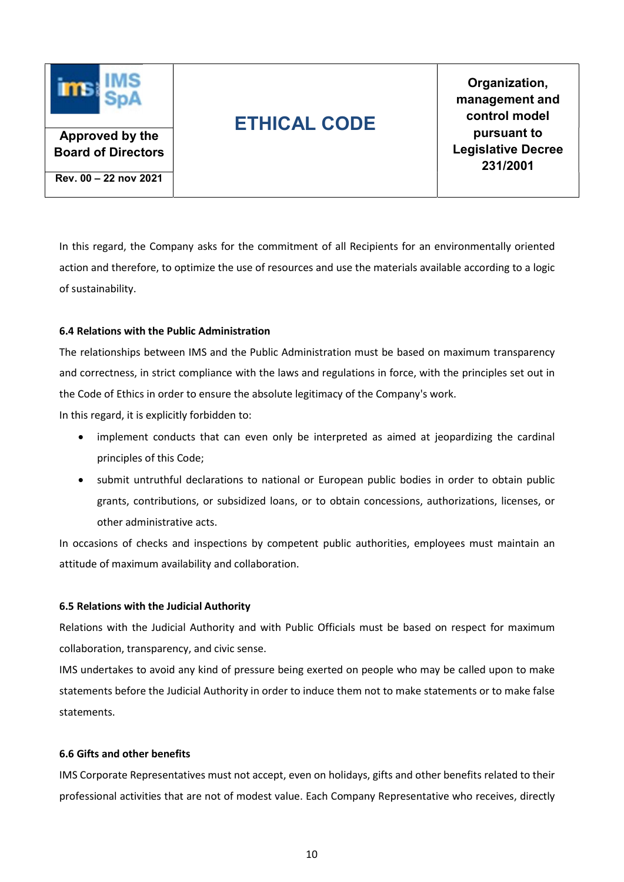In this regard, the Company asks for the commitment of all Recipients for an environmentally oriented action and therefore, to optimize the use of resources and use the materials available according to a logic of sustainability.

### 6.4 Relations with the Public Administration

The relationships between IMS and the Public Administration must be based on maximum transparency and correctness, in strict compliance with the laws and regulations in force, with the principles set out in the Code of Ethics in order to ensure the absolute legitimacy of the Company's work.

In this regard, it is explicitly forbidden to:

- implement conducts that can even only be interpreted as aimed at jeopardizing the cardinal principles of this Code;
- submit untruthful declarations to national or European public bodies in order to obtain public grants, contributions, or subsidized loans, or to obtain concessions, authorizations, licenses, or other administrative acts.

In occasions of checks and inspections by competent public authorities, employees must maintain an attitude of maximum availability and collaboration.

### 6.5 Relations with the Judicial Authority

Relations with the Judicial Authority and with Public Officials must be based on respect for maximum collaboration, transparency, and civic sense.

IMS undertakes to avoid any kind of pressure being exerted on people who may be called upon to make statements before the Judicial Authority in order to induce them not to make statements or to make false statements.

### 6.6 Gifts and other benefits

IMS Corporate Representatives must not accept, even on holidays, gifts and other benefits related to their professional activities that are not of modest value. Each Company Representative who receives, directly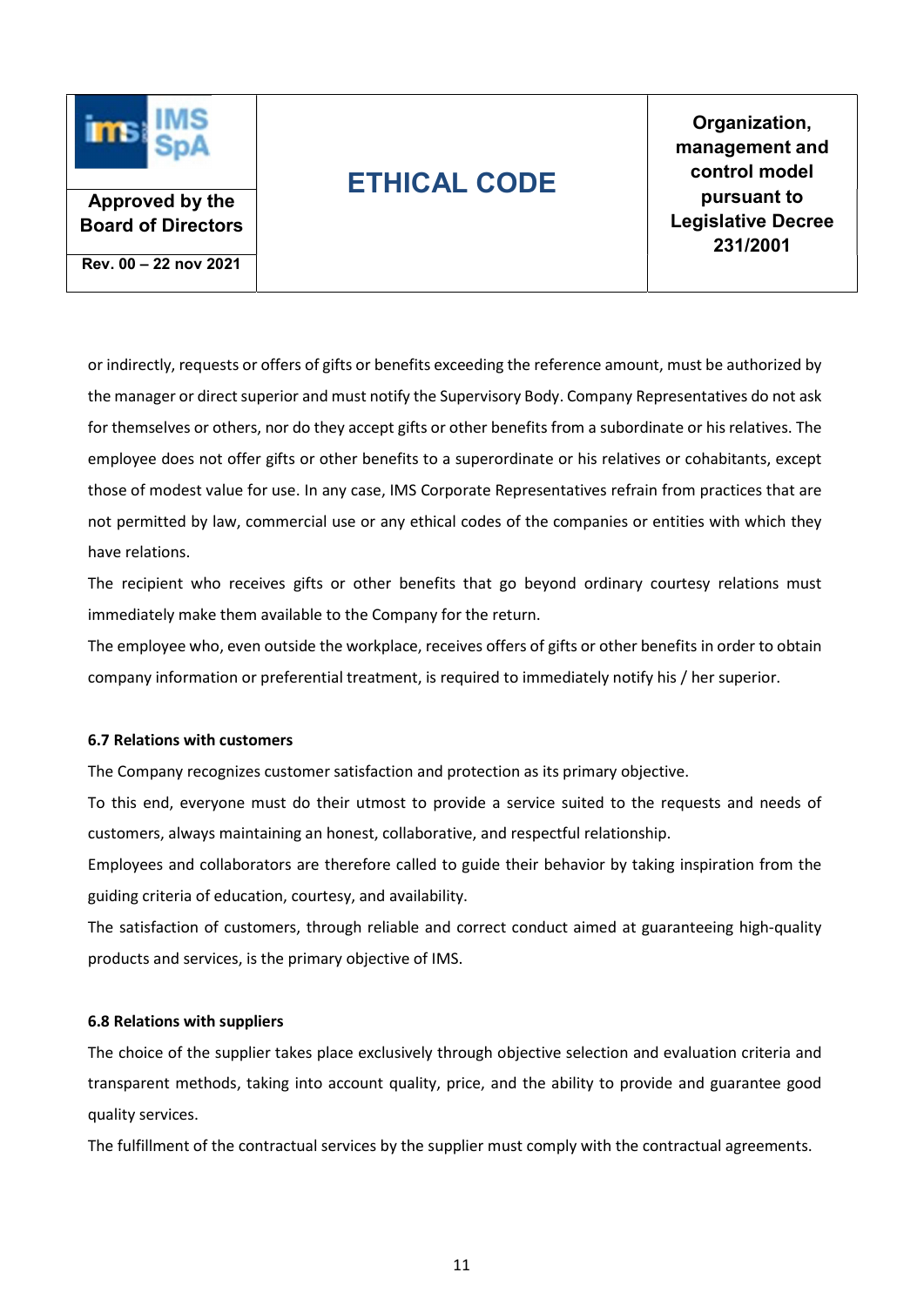or indirectly, requests or offers of gifts or benefits exceeding the reference amount, must be authorized by the manager or direct superior and must notify the Supervisory Body. Company Representatives do not ask for themselves or others, nor do they accept gifts or other benefits from a subordinate or his relatives. The employee does not offer gifts or other benefits to a superordinate or his relatives or cohabitants, except those of modest value for use. In any case, IMS Corporate Representatives refrain from practices that are not permitted by law, commercial use or any ethical codes of the companies or entities with which they have relations.

The recipient who receives gifts or other benefits that go beyond ordinary courtesy relations must immediately make them available to the Company for the return.

The employee who, even outside the workplace, receives offers of gifts or other benefits in order to obtain company information or preferential treatment, is required to immediately notify his / her superior.

**6.7 Relations with customers**

The Company recognizes customer satisfaction and protection as its primary objective.

To this end, everyone must do their utmost to provide a service suited to the requests and needs of customers, always maintaining an honest, collaborative, and respectful relationship.

Employees and collaborators are therefore called to guide their behavior by taking inspiration from the guiding criteria of education, courtesy, and availability.

The satisfaction of customers, through reliable and correct conduct aimed at guaranteeing high-quality products and services, is the primary objective of IMS.

**6.8 Relations with suppliers**

The choice of the supplier takes place exclusively through objective selection and evaluation criteria and transparent methods, taking into account quality, price, and the ability to provide and guarantee good quality services.

The fulfillment of the contractual services by the supplier must comply with the contractual agreements.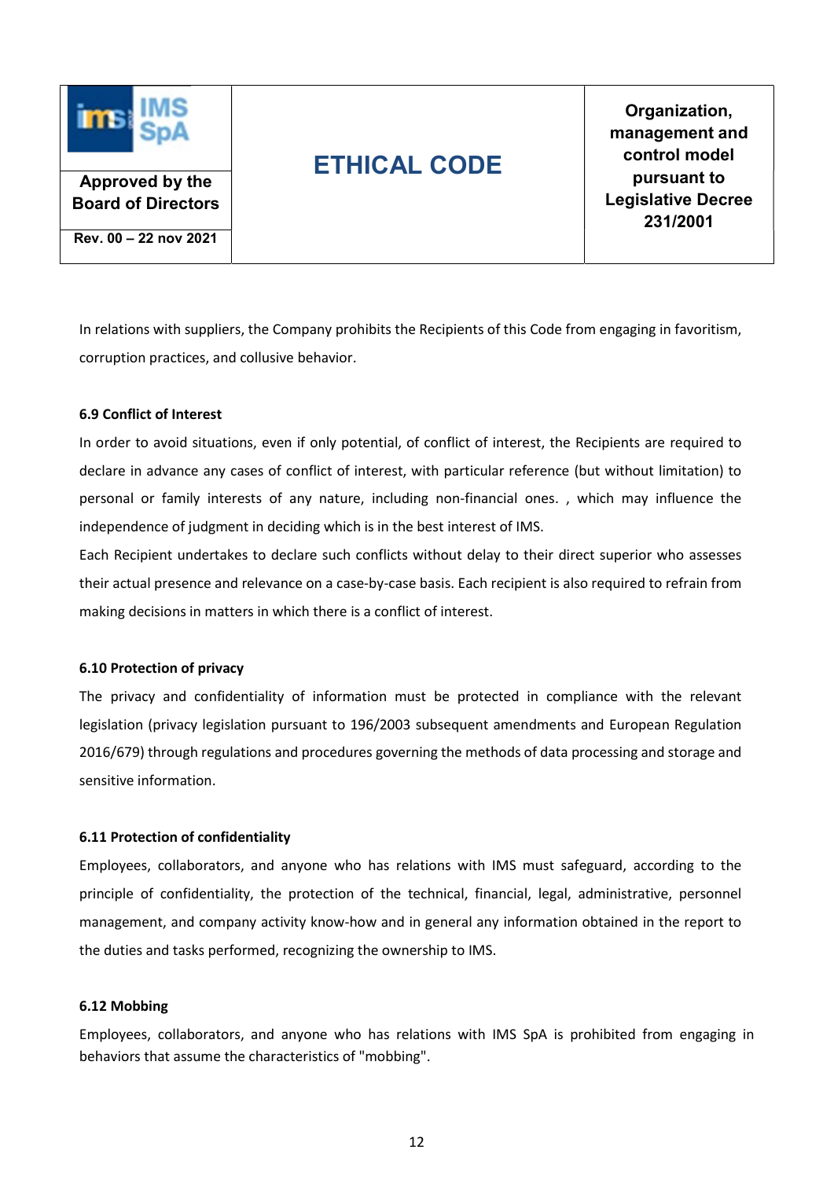In relations with suppliers, the Company prohibits the Recipients of this Code from engaging in favoritism, corruption practices, and collusive behavior.

**6.9 Conflict of Interest**

In order to avoid situations, even if only potential, of conflict of interest, the Recipients are required to declare in advance any cases of conflict of interest, with particular reference (but without limitation) to personal or family interests of any nature, including non-financial ones. , which may influence the independence of judgment in deciding which is in the best interest of IMS.

Each Recipient undertakes to declare such conflicts without delay to their direct superior who assesses their actual presence and relevance on a case-by-case basis. Each recipient is also required to refrain from making decisions in matters in which there is a conflict of interest.

**6.10 Protection of privacy**

The privacy and confidentiality of information must be protected in compliance with the relevant legislation (privacy legislation pursuant to 196/2003 subsequent amendments and European Regulation 2016/679) through regulations and procedures governing the methods of data processing and storage and sensitive information.

**6.11 Protection of confidentiality**

Employees, collaborators, and anyone who has relations with IMS must safeguard, according to the principle of confidentiality, the protection of the technical, financial, legal, administrative, personnel management, and company activity know-how and in general any information obtained in the report to the duties and tasks performed, recognizing the ownership to IMS.

**6.12 Mobbing**

Employees, collaborators, and anyone who has relations with IMS SpA is prohibited from engaging in behaviors that assume the characteristics of "mobbing".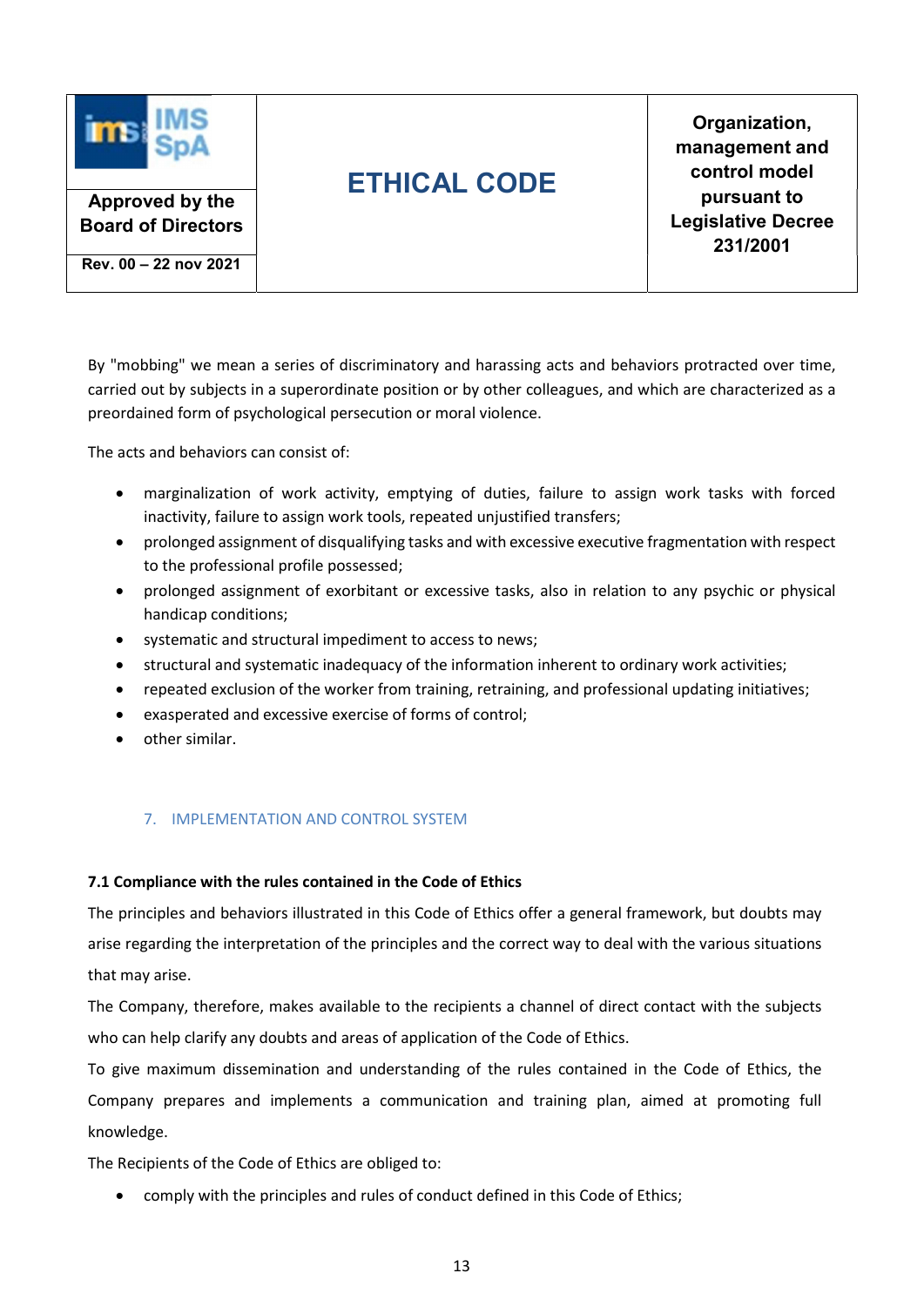By "mobbing" we mean a series of discriminatory and harassing acts and behaviors protracted over time, carried out by subjects in a superordinate position or by other colleagues, and which are characterized as a preordained form of psychological persecution or moral violence.

The acts and behaviors can consist of:

- marginalization of work activity, emptying of duties, failure to assign work tasks with forced inactivity, failure to assign work tools, repeated unjustified transfers;
- prolonged assignment of disqualifying tasks and with excessive executive fragmentation with respect to the professional profile possessed;
- prolonged assignment of exorbitant or excessive tasks, also in relation to any psychic or physical handicap conditions;
- systematic and structural impediment to access to news;
- structural and systematic inadequacy of the information inherent to ordinary work activities;
- repeated exclusion of the worker from training, retraining, and professional updating initiatives;
- exasperated and excessive exercise of forms of control;
- other similar.

## 7. IMPLEMENTATION AND CONTROL SYSTEM

### 7.1 Compliance with the rules contained in the Code of Ethics

The principles and behaviors illustrated in this Code of Ethics offer a general framework, but doubts may arise regarding the interpretation of the principles and the correct way to deal with the various situations that may arise.

The Company, therefore, makes available to the recipients a channel of direct contact with the subjects who can help clarify any doubts and areas of application of the Code of Ethics.

To give maximum dissemination and understanding of the rules contained in the Code of Ethics, the Company prepares and implements a communication and training plan, aimed at promoting full knowledge.

The Recipients of the Code of Ethics are obliged to:

- comply with the principles and rules of conduct defined in this Code of Ethics;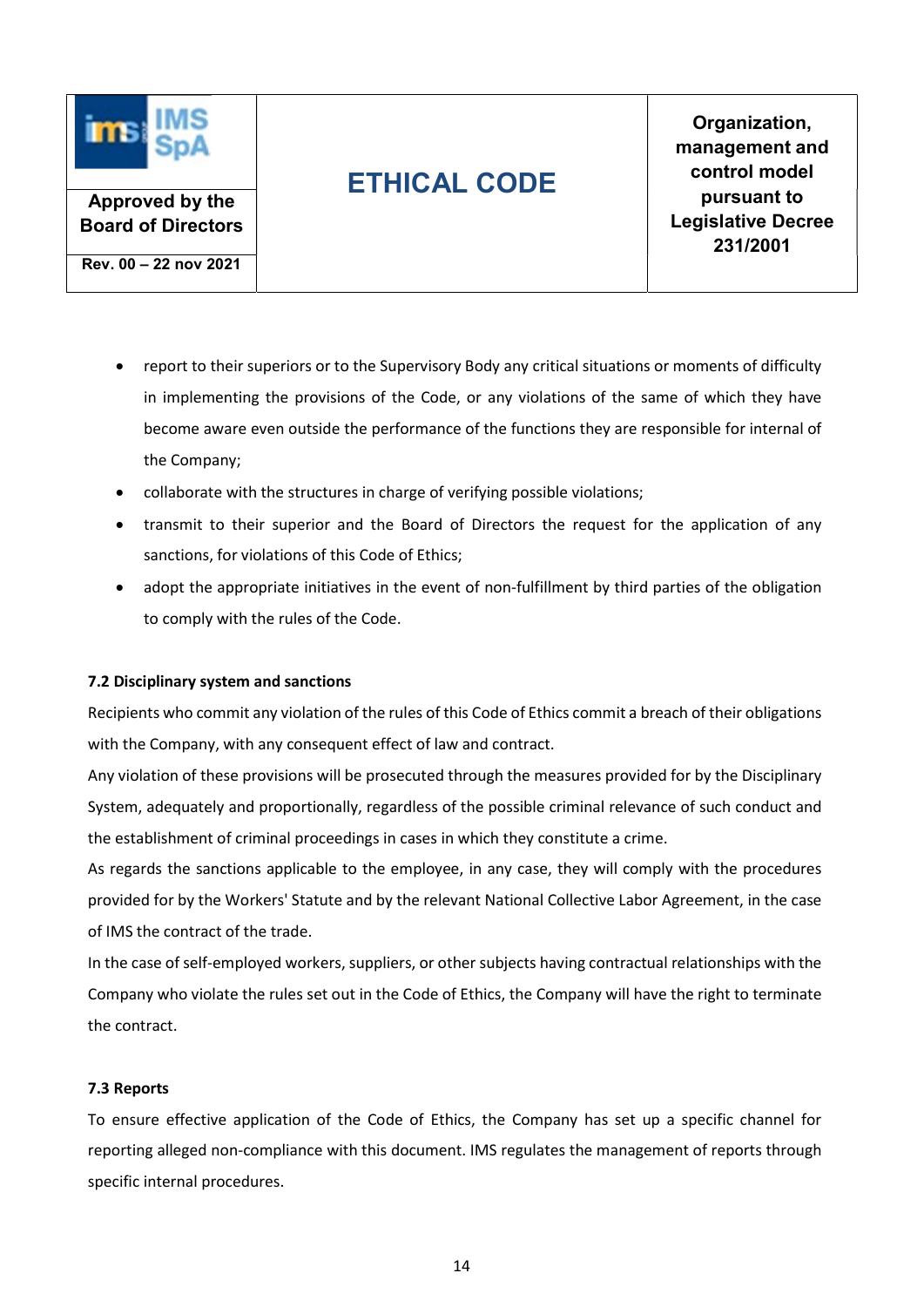- report to their superiors or to the Supervisory Body any critical situations or moments of difficulty in implementing the provisions of the Code, or any violations of the same of which they have become aware even outside the performance of the functions they are responsible for internal of the Company;
- collaborate with the structures in charge of verifying possible violations;
- transmit to their superior and the Board of Directors the request for the application of any sanctions, for violations of this Code of Ethics;
- adopt the appropriate initiatives in the event of non-fulfillment by third parties of the obligation to comply with the rules of the Code.

**7.2 Disciplinary system and sanctions**

Recipients who commit any violation of the rules of this Code of Ethics commit a breach of their obligations with the Company, with any consequent effect of law and contract.

Any violation of these provisions will be prosecuted through the measures provided for by the Disciplinary System, adequately and proportionally, regardless of the possible criminal relevance of such conduct and the establishment of criminal proceedings in cases in which they constitute a crime.

As regards the sanctions applicable to the employee, in any case, they will comply with the procedures provided for by the Workers' Statute and by the relevant National Collective Labor Agreement, in the case of IMS the contract of the trade.

In the case of self-employed workers, suppliers, or other subjects having contractual relationships with the Company who violate the rules set out in the Code of Ethics, the Company will have the right to terminate the contract.

**7.3 Reports**

To ensure effective application of the Code of Ethics, the Company has set up a specific channel for reporting alleged non-compliance with this document. IMS regulates the management of reports through specific internal procedures.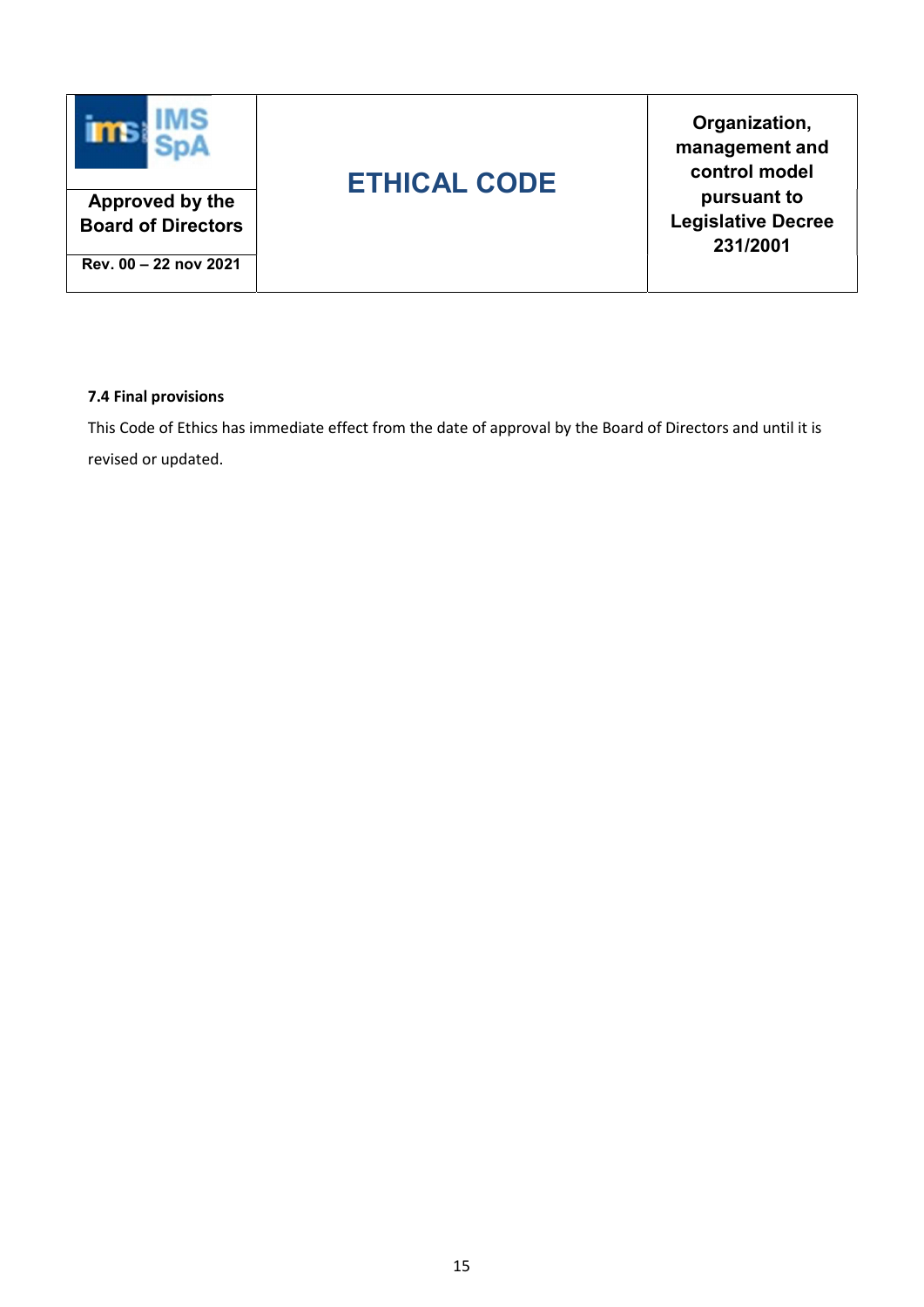### 7.4 Final provisions

This Code of Ethics has immediate effect from the date of approval by the Board of Directors and until it is revised or updated.